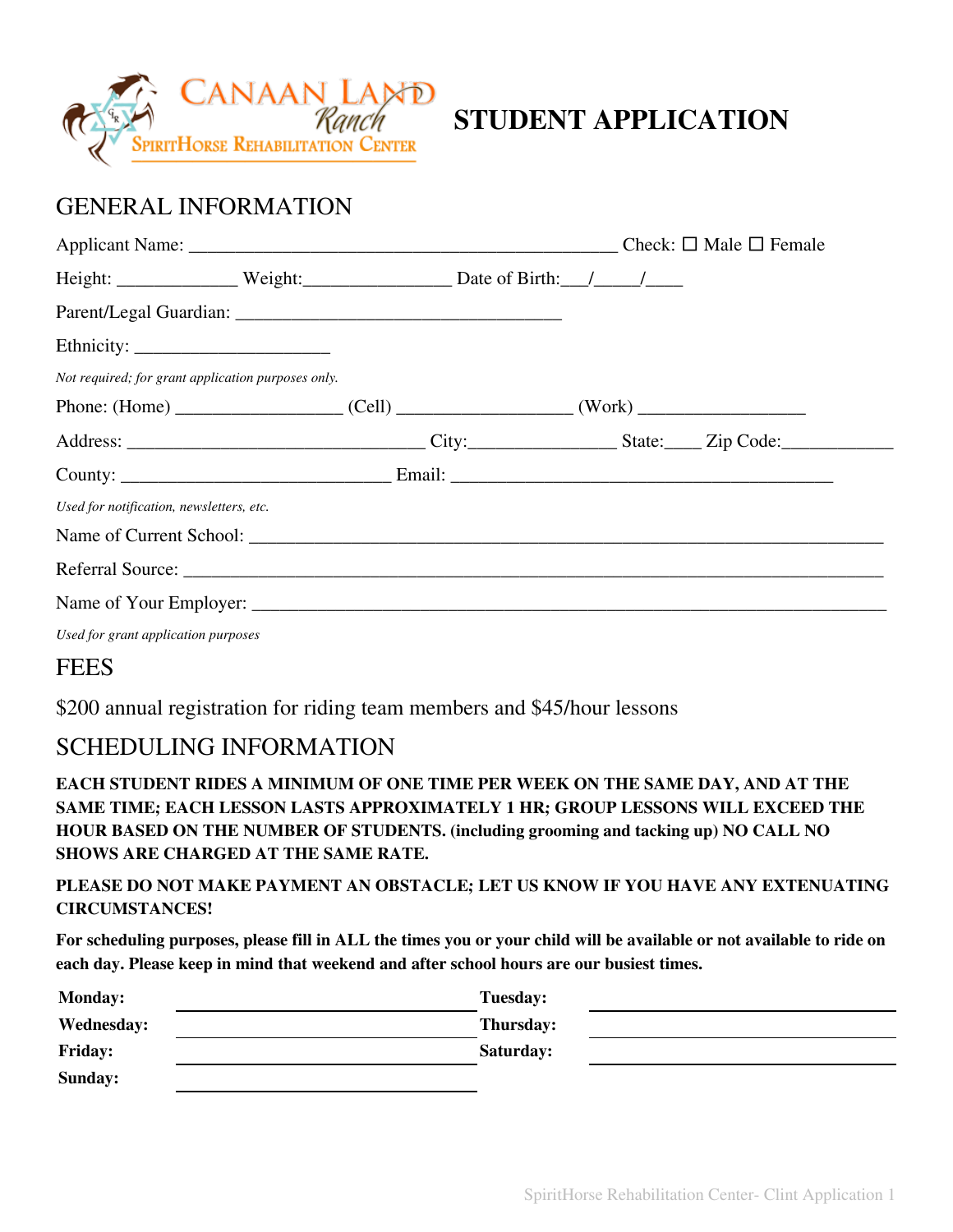Canaan Land Ranch
SpiritHorse Rehabilitation Center

# STUDENT APPLICATION

## GENERAL INFORMATION

Applicant Name: _______________________________________________ Check: ☐ Male ☐ Female

Height: _____________ Weight:________________ Date of Birth:___/_____/____

Parent/Legal Guardian: ____________________________________

Ethnicity: ______________________

*Not required; for grant application purposes only.*

Phone: (Home) __________________ (Cell) ___________________ (Work) __________________

Address: ________________________________ City:________________ State:____ Zip Code:____________

County: ______________________________ Email: ___________________________________________

*Used for notification, newsletters, etc.*

Name of Current School: ____________________________________________________________________

Referral Source: ___________________________________________________________________________

Name of Your Employer: ____________________________________________________________________

*Used for grant application purposes*

## FEES

$200 annual registration for riding team members and $45/hour lessons

## SCHEDULING INFORMATION

**EACH STUDENT RIDES A MINIMUM OF ONE TIME PER WEEK ON THE SAME DAY, AND AT THE SAME TIME; EACH LESSON LASTS APPROXIMATELY 1 HR; GROUP LESSONS WILL EXCEED THE HOUR BASED ON THE NUMBER OF STUDENTS. (including grooming and tacking up) NO CALL NO SHOWS ARE CHARGED AT THE SAME RATE.**

**PLEASE DO NOT MAKE PAYMENT AN OBSTACLE; LET US KNOW IF YOU HAVE ANY EXTENUATING CIRCUMSTANCES!**

**For scheduling purposes, please fill in ALL the times you or your child will be available or not available to ride on each day. Please keep in mind that weekend and after school hours are our busiest times.**

| | | | |
|---|---|---|---|
| **Monday:** | ____________________ | **Tuesday:** | ____________________ |
| **Wednesday:** | ____________________ | **Thursday:** | ____________________ |
| **Friday:** | ____________________ | **Saturday:** | ____________________ |
| **Sunday:** | ____________________ | | |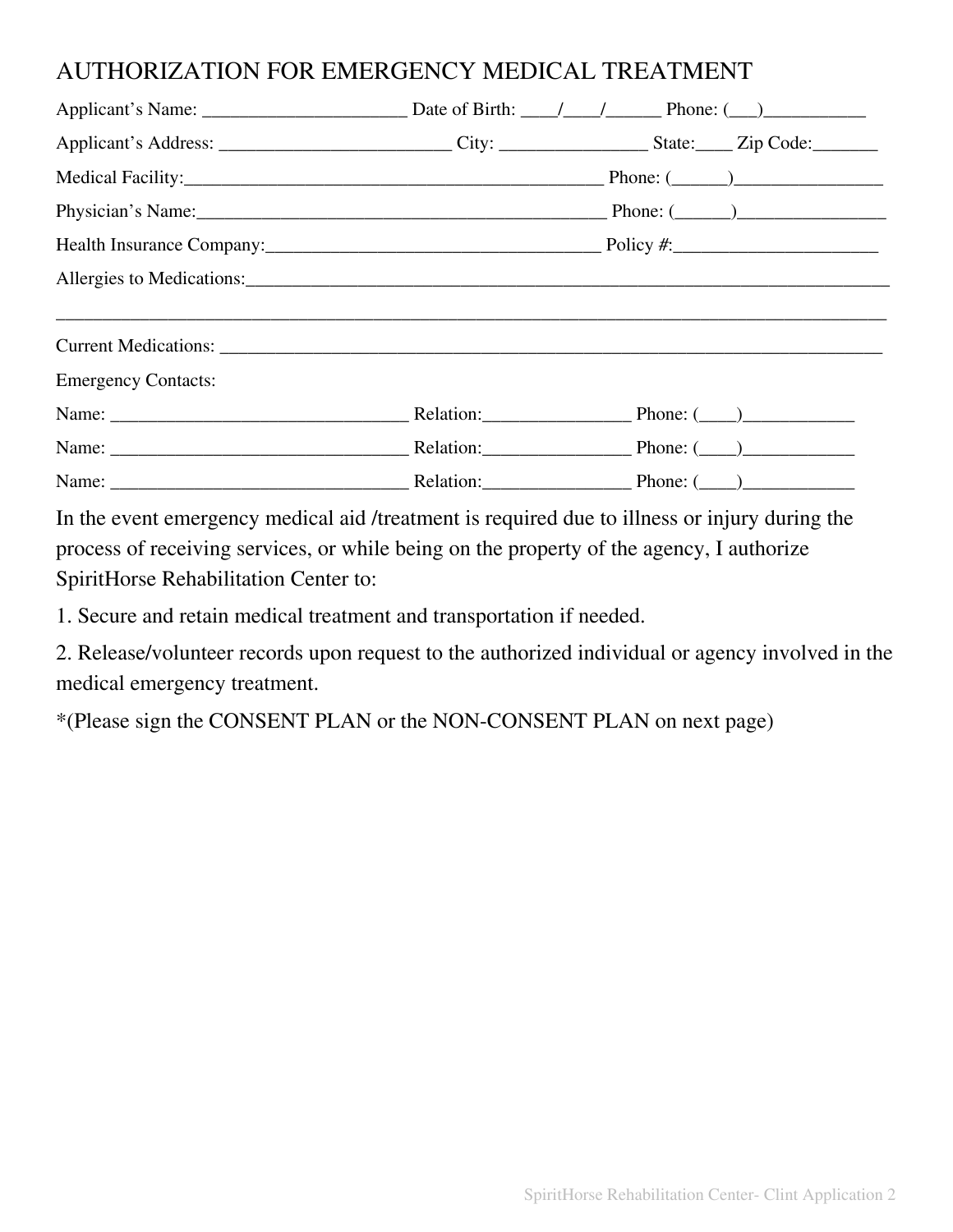# AUTHORIZATION FOR EMERGENCY MEDICAL TREATMENT

Applicant's Name: ______________________ Date of Birth: ____/____/______ Phone: (___)___________

Applicant's Address: _________________________ City: ________________ State:____ Zip Code:_______

Medical Facility:_______________________________________________ Phone: (______)________________

Physician's Name:______________________________________________ Phone: (______)________________

Health Insurance Company:_____________________________________ Policy #:______________________

Allergies to Medications:__________________________________________________________________________

_____________________________________________________________________________________________

Current Medications: ___________________________________________________________________________

Emergency Contacts:

Name: ________________________________ Relation:________________ Phone: (____)____________

Name: ________________________________ Relation:________________ Phone: (____)____________

Name: ________________________________ Relation:________________ Phone: (____)____________

In the event emergency medical aid /treatment is required due to illness or injury during the process of receiving services, or while being on the property of the agency, I authorize SpiritHorse Rehabilitation Center to:

1. Secure and retain medical treatment and transportation if needed.

2. Release/volunteer records upon request to the authorized individual or agency involved in the medical emergency treatment.

*(Please sign the CONSENT PLAN or the NON-CONSENT PLAN on next page)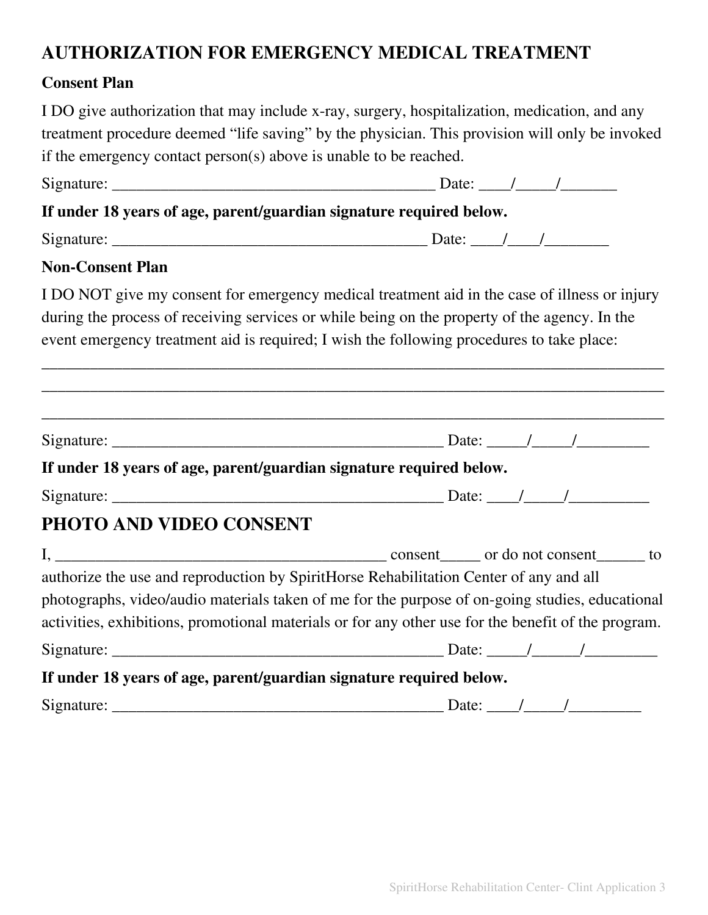## AUTHORIZATION FOR EMERGENCY MEDICAL TREATMENT

**Consent Plan**

I DO give authorization that may include x-ray, surgery, hospitalization, medication, and any treatment procedure deemed "life saving" by the physician. This provision will only be invoked if the emergency contact person(s) above is unable to be reached.

Signature: ________________________________________ Date: ____/_____/_______

**If under 18 years of age, parent/guardian signature required below.**

Signature: ________________________________________ Date: ____/____/________

**Non-Consent Plan**

I DO NOT give my consent for emergency medical treatment aid in the case of illness or injury during the process of receiving services or while being on the property of the agency. In the event emergency treatment aid is required; I wish the following procedures to take place:

_______________________________________________________________________________

_______________________________________________________________________________

_______________________________________________________________________________

Signature: __________________________________________ Date: _____/_____/_________

**If under 18 years of age, parent/guardian signature required below.**

Signature: __________________________________________ Date: ____/_____/__________

## PHOTO AND VIDEO CONSENT

I, __________________________________________ consent_____ or do not consent______ to authorize the use and reproduction by SpiritHorse Rehabilitation Center of any and all photographs, video/audio materials taken of me for the purpose of on-going studies, educational activities, exhibitions, promotional materials or for any other use for the benefit of the program.

Signature: __________________________________________ Date: _____/______/_________

**If under 18 years of age, parent/guardian signature required below.**

Signature: __________________________________________ Date: ____/_____/_________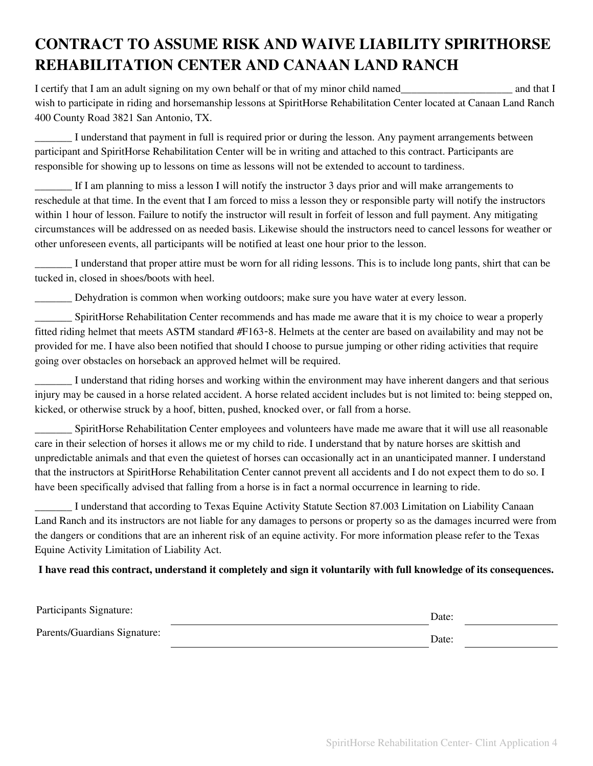# CONTRACT TO ASSUME RISK AND WAIVE LIABILITY SPIRITHORSE REHABILITATION CENTER AND CANAAN LAND RANCH

I certify that I am an adult signing on my own behalf or that of my minor child named_____________________ and that I wish to participate in riding and horsemanship lessons at SpiritHorse Rehabilitation Center located at Canaan Land Ranch 400 County Road 3821 San Antonio, TX.

_______ I understand that payment in full is required prior or during the lesson. Any payment arrangements between participant and SpiritHorse Rehabilitation Center will be in writing and attached to this contract. Participants are responsible for showing up to lessons on time as lessons will not be extended to account to tardiness.

_______ If I am planning to miss a lesson I will notify the instructor 3 days prior and will make arrangements to reschedule at that time. In the event that I am forced to miss a lesson they or responsible party will notify the instructors within 1 hour of lesson. Failure to notify the instructor will result in forfeit of lesson and full payment. Any mitigating circumstances will be addressed on as needed basis. Likewise should the instructors need to cancel lessons for weather or other unforeseen events, all participants will be notified at least one hour prior to the lesson.

_______ I understand that proper attire must be worn for all riding lessons. This is to include long pants, shirt that can be tucked in, closed in shoes/boots with heel.

_______ Dehydration is common when working outdoors; make sure you have water at every lesson.

_______ SpiritHorse Rehabilitation Center recommends and has made me aware that it is my choice to wear a properly fitted riding helmet that meets ASTM standard #F163-8. Helmets at the center are based on availability and may not be provided for me. I have also been notified that should I choose to pursue jumping or other riding activities that require going over obstacles on horseback an approved helmet will be required.

_______ I understand that riding horses and working within the environment may have inherent dangers and that serious injury may be caused in a horse related accident. A horse related accident includes but is not limited to: being stepped on, kicked, or otherwise struck by a hoof, bitten, pushed, knocked over, or fall from a horse.

_______ SpiritHorse Rehabilitation Center employees and volunteers have made me aware that it will use all reasonable care in their selection of horses it allows me or my child to ride. I understand that by nature horses are skittish and unpredictable animals and that even the quietest of horses can occasionally act in an unanticipated manner. I understand that the instructors at SpiritHorse Rehabilitation Center cannot prevent all accidents and I do not expect them to do so. I have been specifically advised that falling from a horse is in fact a normal occurrence in learning to ride.

_______ I understand that according to Texas Equine Activity Statute Section 87.003 Limitation on Liability Canaan Land Ranch and its instructors are not liable for any damages to persons or property so as the damages incurred were from the dangers or conditions that are an inherent risk of an equine activity. For more information please refer to the Texas Equine Activity Limitation of Liability Act.

**I have read this contract, understand it completely and sign it voluntarily with full knowledge of its consequences.**

Participants Signature: ______________________________ Date: ____________

Parents/Guardians Signature: ______________________________ Date: ____________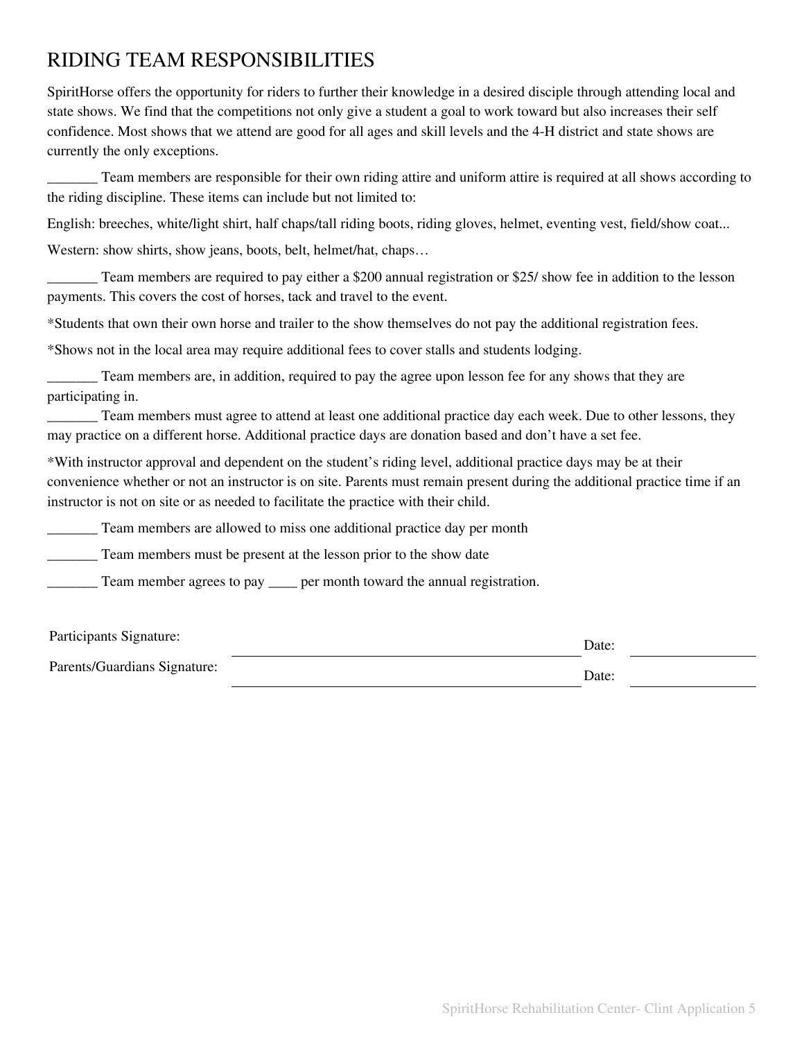# RIDING TEAM RESPONSIBILITIES

SpiritHorse offers the opportunity for riders to further their knowledge in a desired disciple through attending local and state shows. We find that the competitions not only give a student a goal to work toward but also increases their self confidence. Most shows that we attend are good for all ages and skill levels and the 4-H district and state shows are currently the only exceptions.

_______ Team members are responsible for their own riding attire and uniform attire is required at all shows according to the riding discipline. These items can include but not limited to:

English: breeches, white/light shirt, half chaps/tall riding boots, riding gloves, helmet, eventing vest, field/show coat...

Western: show shirts, show jeans, boots, belt, helmet/hat, chaps…

_______ Team members are required to pay either a $200 annual registration or $25/ show fee in addition to the lesson payments. This covers the cost of horses, tack and travel to the event.

*Students that own their own horse and trailer to the show themselves do not pay the additional registration fees.

*Shows not in the local area may require additional fees to cover stalls and students lodging.

_______ Team members are, in addition, required to pay the agree upon lesson fee for any shows that they are participating in.

_______ Team members must agree to attend at least one additional practice day each week. Due to other lessons, they may practice on a different horse. Additional practice days are donation based and don't have a set fee.

*With instructor approval and dependent on the student's riding level, additional practice days may be at their convenience whether or not an instructor is on site. Parents must remain present during the additional practice time if an instructor is not on site or as needed to facilitate the practice with their child.

_______ Team members are allowed to miss one additional practice day per month

_______ Team members must be present at the lesson prior to the show date

_______ Team member agrees to pay ____ per month toward the annual registration.

Participants Signature: ______________________________ Date: ____________

Parents/Guardians Signature: ______________________________ Date: ____________